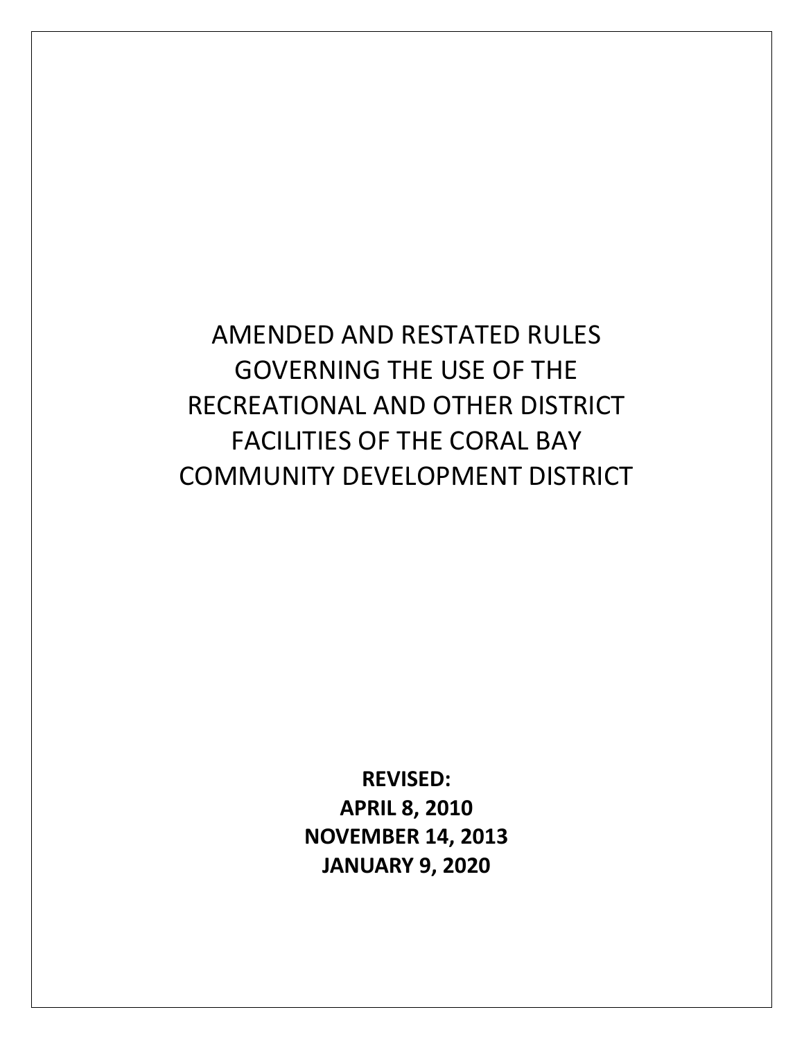# AMENDED AND RESTATED RULES GOVERNING THE USE OF THE RECREATIONAL AND OTHER DISTRICT FACILITIES OF THE CORAL BAY COMMUNITY DEVELOPMENT DISTRICT

**REVISED:**
**APRIL 8, 2010**
**NOVEMBER 14, 2013**
**JANUARY 9, 2020**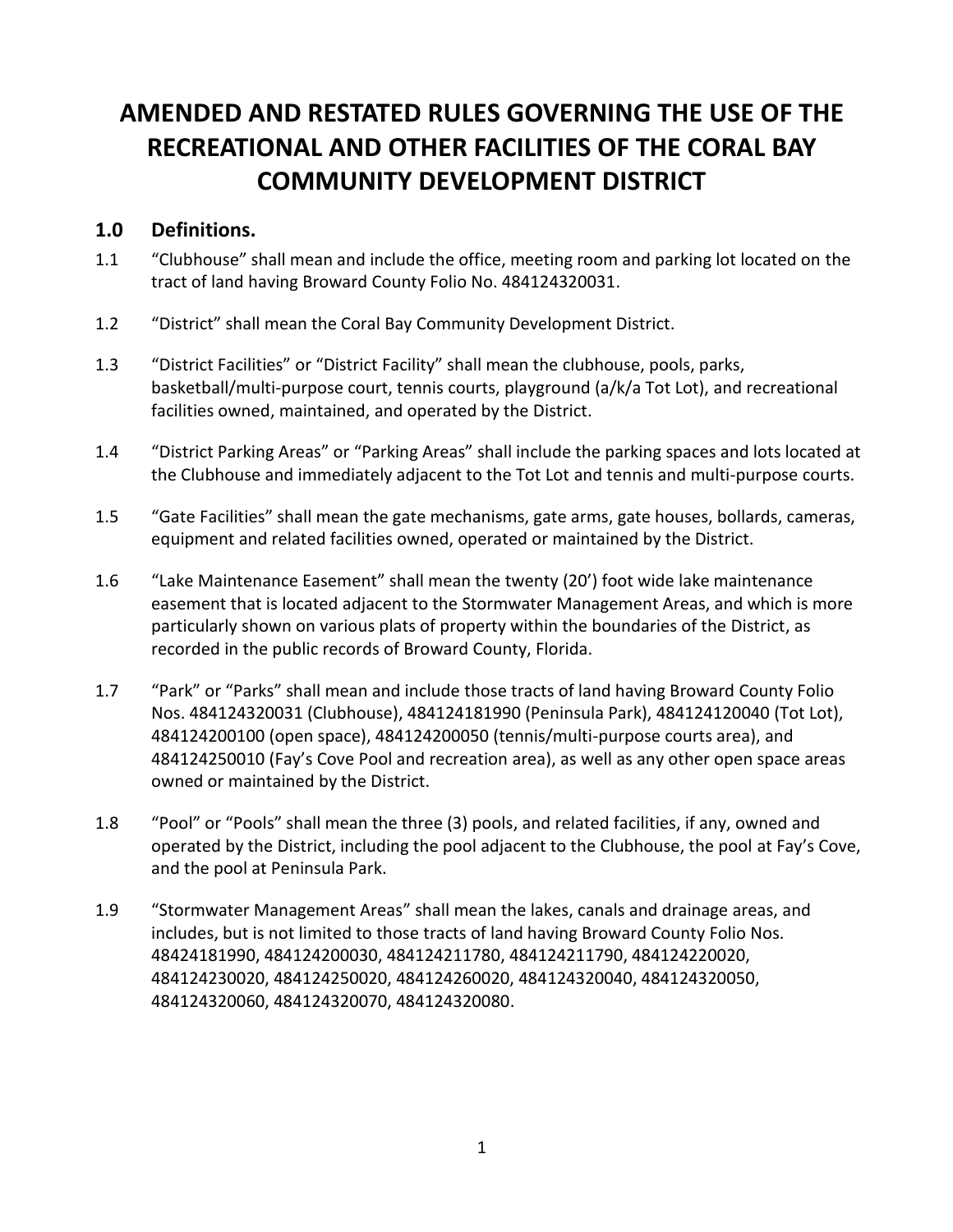# AMENDED AND RESTATED RULES GOVERNING THE USE OF THE RECREATIONAL AND OTHER FACILITIES OF THE CORAL BAY COMMUNITY DEVELOPMENT DISTRICT

## 1.0 Definitions.

1.1 "Clubhouse" shall mean and include the office, meeting room and parking lot located on the tract of land having Broward County Folio No. 484124320031.

1.2 "District" shall mean the Coral Bay Community Development District.

1.3 "District Facilities" or "District Facility" shall mean the clubhouse, pools, parks, basketball/multi-purpose court, tennis courts, playground (a/k/a Tot Lot), and recreational facilities owned, maintained, and operated by the District.

1.4 "District Parking Areas" or "Parking Areas" shall include the parking spaces and lots located at the Clubhouse and immediately adjacent to the Tot Lot and tennis and multi-purpose courts.

1.5 "Gate Facilities" shall mean the gate mechanisms, gate arms, gate houses, bollards, cameras, equipment and related facilities owned, operated or maintained by the District.

1.6 "Lake Maintenance Easement" shall mean the twenty (20') foot wide lake maintenance easement that is located adjacent to the Stormwater Management Areas, and which is more particularly shown on various plats of property within the boundaries of the District, as recorded in the public records of Broward County, Florida.

1.7 "Park" or "Parks" shall mean and include those tracts of land having Broward County Folio Nos. 484124320031 (Clubhouse), 484124181990 (Peninsula Park), 484124120040 (Tot Lot), 484124200100 (open space), 484124200050 (tennis/multi-purpose courts area), and 484124250010 (Fay's Cove Pool and recreation area), as well as any other open space areas owned or maintained by the District.

1.8 "Pool" or "Pools" shall mean the three (3) pools, and related facilities, if any, owned and operated by the District, including the pool adjacent to the Clubhouse, the pool at Fay's Cove, and the pool at Peninsula Park.

1.9 "Stormwater Management Areas" shall mean the lakes, canals and drainage areas, and includes, but is not limited to those tracts of land having Broward County Folio Nos. 48424181990, 484124200030, 484124211780, 484124211790, 484124220020, 484124230020, 484124250020, 484124260020, 484124320040, 484124320050, 484124320060, 484124320070, 484124320080.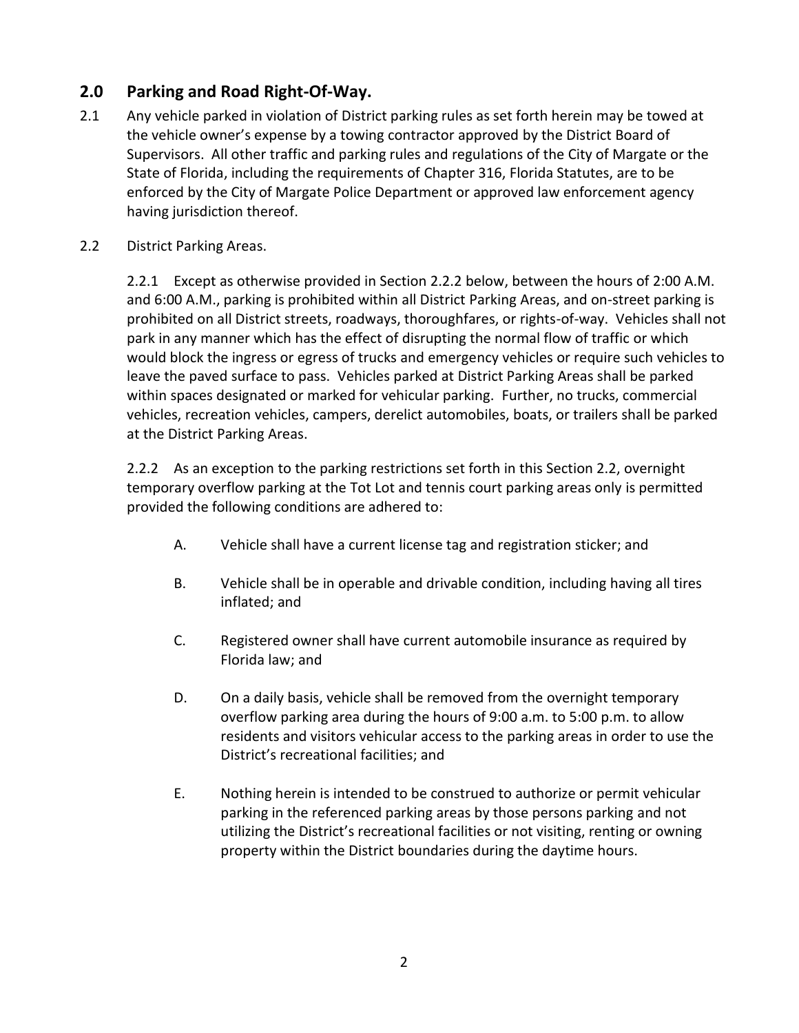## 2.0 Parking and Road Right-Of-Way.

2.1 Any vehicle parked in violation of District parking rules as set forth herein may be towed at the vehicle owner's expense by a towing contractor approved by the District Board of Supervisors. All other traffic and parking rules and regulations of the City of Margate or the State of Florida, including the requirements of Chapter 316, Florida Statutes, are to be enforced by the City of Margate Police Department or approved law enforcement agency having jurisdiction thereof.

2.2 District Parking Areas.

2.2.1 Except as otherwise provided in Section 2.2.2 below, between the hours of 2:00 A.M. and 6:00 A.M., parking is prohibited within all District Parking Areas, and on-street parking is prohibited on all District streets, roadways, thoroughfares, or rights-of-way. Vehicles shall not park in any manner which has the effect of disrupting the normal flow of traffic or which would block the ingress or egress of trucks and emergency vehicles or require such vehicles to leave the paved surface to pass. Vehicles parked at District Parking Areas shall be parked within spaces designated or marked for vehicular parking. Further, no trucks, commercial vehicles, recreation vehicles, campers, derelict automobiles, boats, or trailers shall be parked at the District Parking Areas.

2.2.2 As an exception to the parking restrictions set forth in this Section 2.2, overnight temporary overflow parking at the Tot Lot and tennis court parking areas only is permitted provided the following conditions are adhered to:

A. Vehicle shall have a current license tag and registration sticker; and

B. Vehicle shall be in operable and drivable condition, including having all tires inflated; and

C. Registered owner shall have current automobile insurance as required by Florida law; and

D. On a daily basis, vehicle shall be removed from the overnight temporary overflow parking area during the hours of 9:00 a.m. to 5:00 p.m. to allow residents and visitors vehicular access to the parking areas in order to use the District's recreational facilities; and

E. Nothing herein is intended to be construed to authorize or permit vehicular parking in the referenced parking areas by those persons parking and not utilizing the District's recreational facilities or not visiting, renting or owning property within the District boundaries during the daytime hours.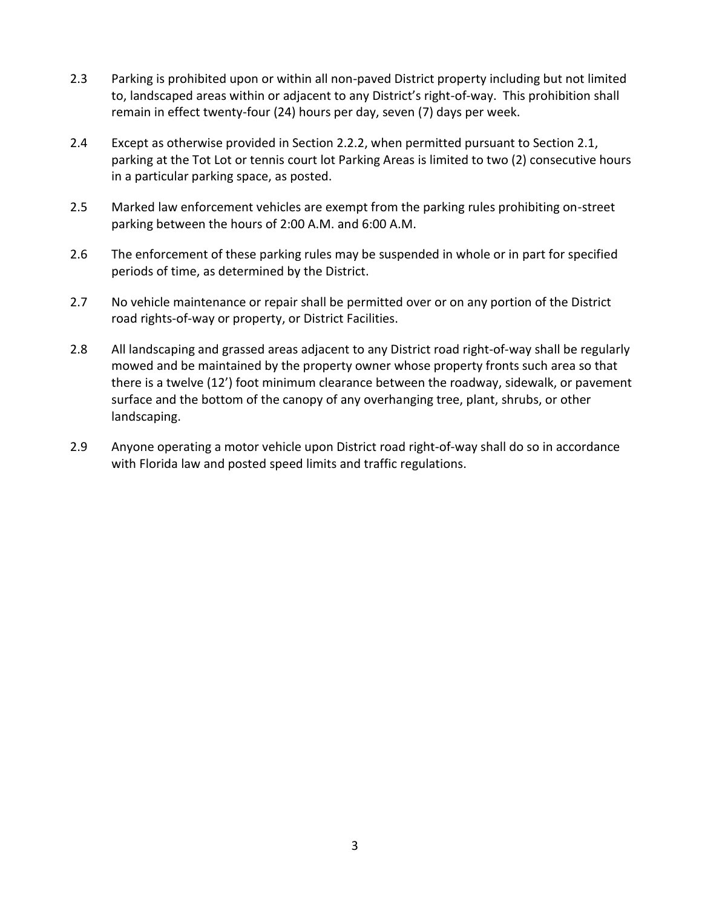2.3 Parking is prohibited upon or within all non-paved District property including but not limited to, landscaped areas within or adjacent to any District's right-of-way. This prohibition shall remain in effect twenty-four (24) hours per day, seven (7) days per week.

2.4 Except as otherwise provided in Section 2.2.2, when permitted pursuant to Section 2.1, parking at the Tot Lot or tennis court lot Parking Areas is limited to two (2) consecutive hours in a particular parking space, as posted.

2.5 Marked law enforcement vehicles are exempt from the parking rules prohibiting on-street parking between the hours of 2:00 A.M. and 6:00 A.M.

2.6 The enforcement of these parking rules may be suspended in whole or in part for specified periods of time, as determined by the District.

2.7 No vehicle maintenance or repair shall be permitted over or on any portion of the District road rights-of-way or property, or District Facilities.

2.8 All landscaping and grassed areas adjacent to any District road right-of-way shall be regularly mowed and be maintained by the property owner whose property fronts such area so that there is a twelve (12') foot minimum clearance between the roadway, sidewalk, or pavement surface and the bottom of the canopy of any overhanging tree, plant, shrubs, or other landscaping.

2.9 Anyone operating a motor vehicle upon District road right-of-way shall do so in accordance with Florida law and posted speed limits and traffic regulations.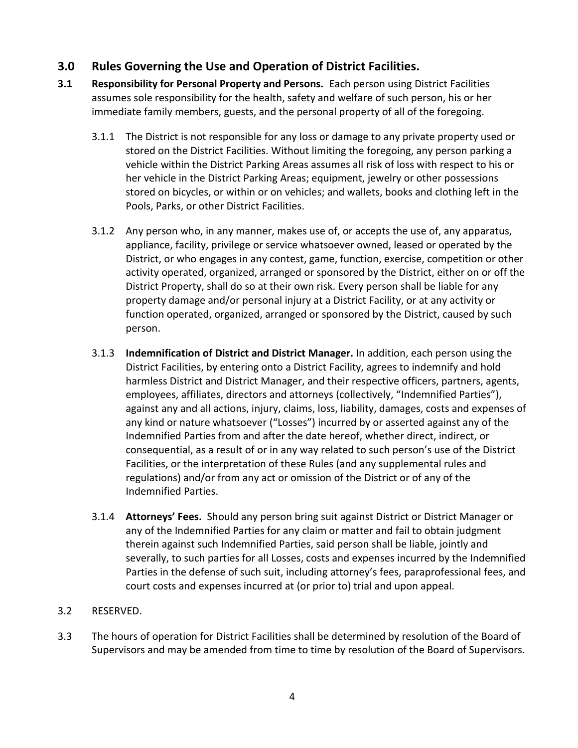## 3.0 Rules Governing the Use and Operation of District Facilities.

**3.1 Responsibility for Personal Property and Persons.** Each person using District Facilities assumes sole responsibility for the health, safety and welfare of such person, his or her immediate family members, guests, and the personal property of all of the foregoing.

3.1.1 The District is not responsible for any loss or damage to any private property used or stored on the District Facilities. Without limiting the foregoing, any person parking a vehicle within the District Parking Areas assumes all risk of loss with respect to his or her vehicle in the District Parking Areas; equipment, jewelry or other possessions stored on bicycles, or within or on vehicles; and wallets, books and clothing left in the Pools, Parks, or other District Facilities.

3.1.2 Any person who, in any manner, makes use of, or accepts the use of, any apparatus, appliance, facility, privilege or service whatsoever owned, leased or operated by the District, or who engages in any contest, game, function, exercise, competition or other activity operated, organized, arranged or sponsored by the District, either on or off the District Property, shall do so at their own risk. Every person shall be liable for any property damage and/or personal injury at a District Facility, or at any activity or function operated, organized, arranged or sponsored by the District, caused by such person.

3.1.3 **Indemnification of District and District Manager.** In addition, each person using the District Facilities, by entering onto a District Facility, agrees to indemnify and hold harmless District and District Manager, and their respective officers, partners, agents, employees, affiliates, directors and attorneys (collectively, "Indemnified Parties"), against any and all actions, injury, claims, loss, liability, damages, costs and expenses of any kind or nature whatsoever ("Losses") incurred by or asserted against any of the Indemnified Parties from and after the date hereof, whether direct, indirect, or consequential, as a result of or in any way related to such person's use of the District Facilities, or the interpretation of these Rules (and any supplemental rules and regulations) and/or from any act or omission of the District or of any of the Indemnified Parties.

3.1.4 **Attorneys' Fees.** Should any person bring suit against District or District Manager or any of the Indemnified Parties for any claim or matter and fail to obtain judgment therein against such Indemnified Parties, said person shall be liable, jointly and severally, to such parties for all Losses, costs and expenses incurred by the Indemnified Parties in the defense of such suit, including attorney's fees, paraprofessional fees, and court costs and expenses incurred at (or prior to) trial and upon appeal.

3.2 RESERVED.

3.3 The hours of operation for District Facilities shall be determined by resolution of the Board of Supervisors and may be amended from time to time by resolution of the Board of Supervisors.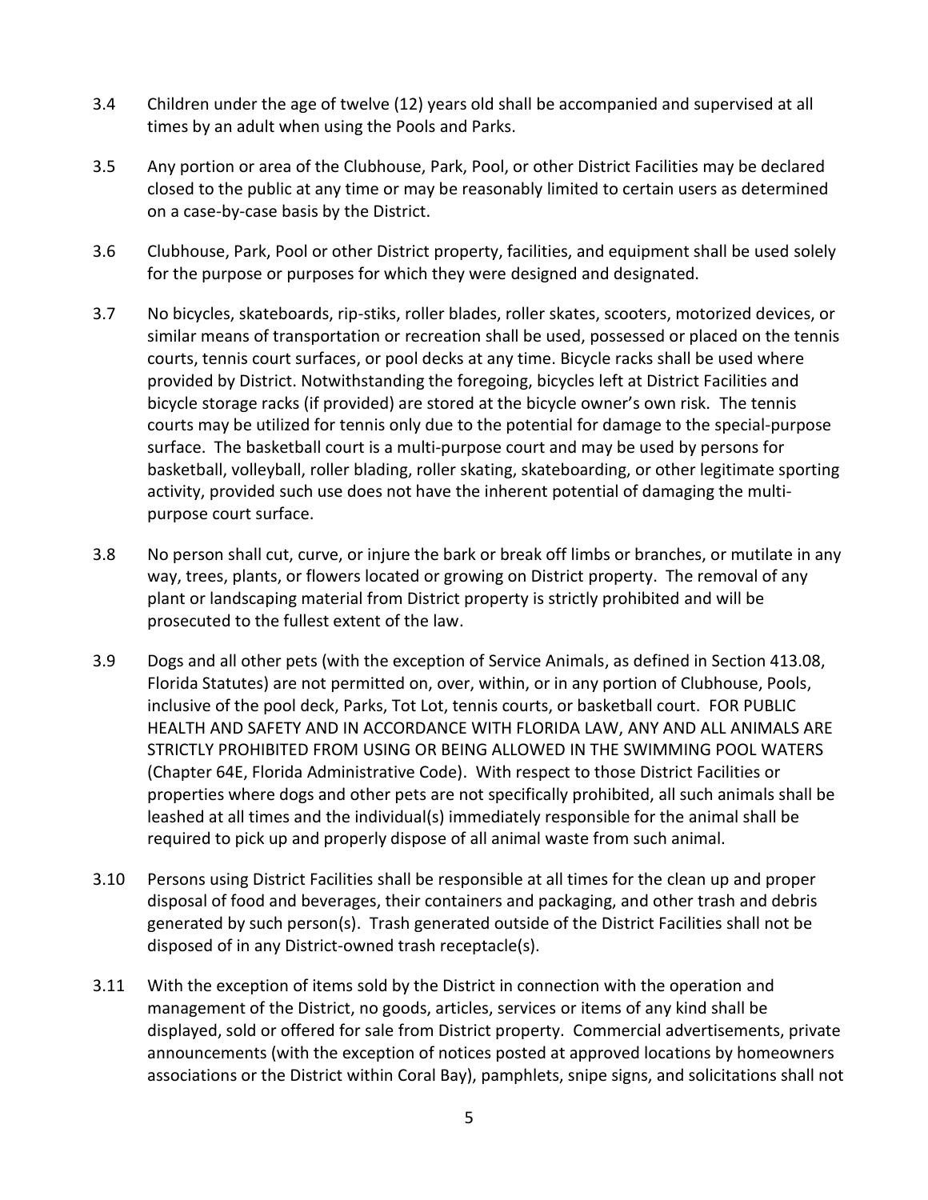3.4 Children under the age of twelve (12) years old shall be accompanied and supervised at all times by an adult when using the Pools and Parks.

3.5 Any portion or area of the Clubhouse, Park, Pool, or other District Facilities may be declared closed to the public at any time or may be reasonably limited to certain users as determined on a case-by-case basis by the District.

3.6 Clubhouse, Park, Pool or other District property, facilities, and equipment shall be used solely for the purpose or purposes for which they were designed and designated.

3.7 No bicycles, skateboards, rip-stiks, roller blades, roller skates, scooters, motorized devices, or similar means of transportation or recreation shall be used, possessed or placed on the tennis courts, tennis court surfaces, or pool decks at any time. Bicycle racks shall be used where provided by District. Notwithstanding the foregoing, bicycles left at District Facilities and bicycle storage racks (if provided) are stored at the bicycle owner's own risk. The tennis courts may be utilized for tennis only due to the potential for damage to the special-purpose surface. The basketball court is a multi-purpose court and may be used by persons for basketball, volleyball, roller blading, roller skating, skateboarding, or other legitimate sporting activity, provided such use does not have the inherent potential of damaging the multi-purpose court surface.

3.8 No person shall cut, curve, or injure the bark or break off limbs or branches, or mutilate in any way, trees, plants, or flowers located or growing on District property. The removal of any plant or landscaping material from District property is strictly prohibited and will be prosecuted to the fullest extent of the law.

3.9 Dogs and all other pets (with the exception of Service Animals, as defined in Section 413.08, Florida Statutes) are not permitted on, over, within, or in any portion of Clubhouse, Pools, inclusive of the pool deck, Parks, Tot Lot, tennis courts, or basketball court. FOR PUBLIC HEALTH AND SAFETY AND IN ACCORDANCE WITH FLORIDA LAW, ANY AND ALL ANIMALS ARE STRICTLY PROHIBITED FROM USING OR BEING ALLOWED IN THE SWIMMING POOL WATERS (Chapter 64E, Florida Administrative Code). With respect to those District Facilities or properties where dogs and other pets are not specifically prohibited, all such animals shall be leashed at all times and the individual(s) immediately responsible for the animal shall be required to pick up and properly dispose of all animal waste from such animal.

3.10 Persons using District Facilities shall be responsible at all times for the clean up and proper disposal of food and beverages, their containers and packaging, and other trash and debris generated by such person(s). Trash generated outside of the District Facilities shall not be disposed of in any District-owned trash receptacle(s).

3.11 With the exception of items sold by the District in connection with the operation and management of the District, no goods, articles, services or items of any kind shall be displayed, sold or offered for sale from District property. Commercial advertisements, private announcements (with the exception of notices posted at approved locations by homeowners associations or the District within Coral Bay), pamphlets, snipe signs, and solicitations shall not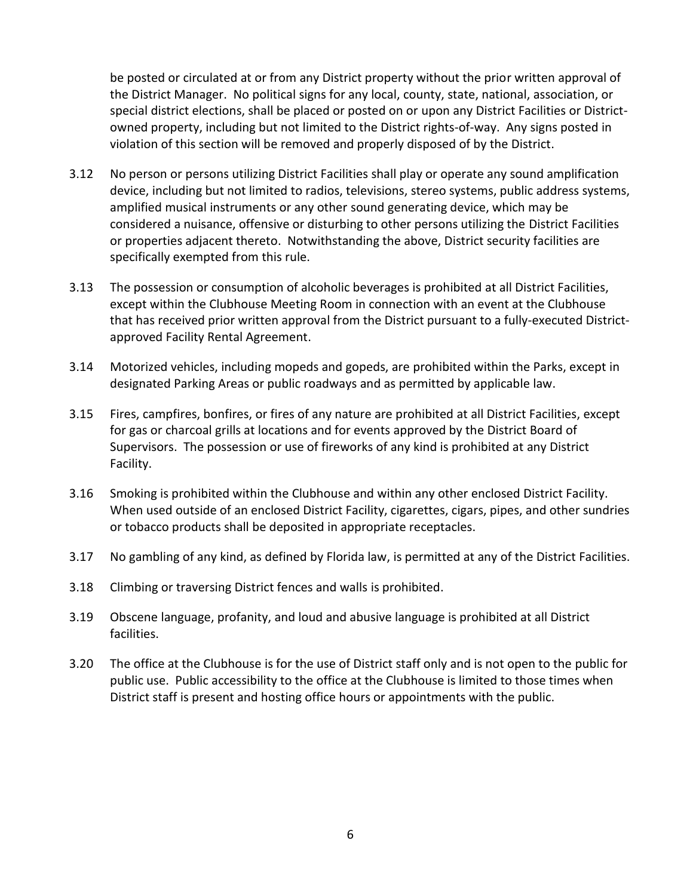be posted or circulated at or from any District property without the prior written approval of the District Manager. No political signs for any local, county, state, national, association, or special district elections, shall be placed or posted on or upon any District Facilities or District-owned property, including but not limited to the District rights-of-way. Any signs posted in violation of this section will be removed and properly disposed of by the District.

3.12 No person or persons utilizing District Facilities shall play or operate any sound amplification device, including but not limited to radios, televisions, stereo systems, public address systems, amplified musical instruments or any other sound generating device, which may be considered a nuisance, offensive or disturbing to other persons utilizing the District Facilities or properties adjacent thereto. Notwithstanding the above, District security facilities are specifically exempted from this rule.

3.13 The possession or consumption of alcoholic beverages is prohibited at all District Facilities, except within the Clubhouse Meeting Room in connection with an event at the Clubhouse that has received prior written approval from the District pursuant to a fully-executed District-approved Facility Rental Agreement.

3.14 Motorized vehicles, including mopeds and gopeds, are prohibited within the Parks, except in designated Parking Areas or public roadways and as permitted by applicable law.

3.15 Fires, campfires, bonfires, or fires of any nature are prohibited at all District Facilities, except for gas or charcoal grills at locations and for events approved by the District Board of Supervisors. The possession or use of fireworks of any kind is prohibited at any District Facility.

3.16 Smoking is prohibited within the Clubhouse and within any other enclosed District Facility. When used outside of an enclosed District Facility, cigarettes, cigars, pipes, and other sundries or tobacco products shall be deposited in appropriate receptacles.

3.17 No gambling of any kind, as defined by Florida law, is permitted at any of the District Facilities.

3.18 Climbing or traversing District fences and walls is prohibited.

3.19 Obscene language, profanity, and loud and abusive language is prohibited at all District facilities.

3.20 The office at the Clubhouse is for the use of District staff only and is not open to the public for public use. Public accessibility to the office at the Clubhouse is limited to those times when District staff is present and hosting office hours or appointments with the public.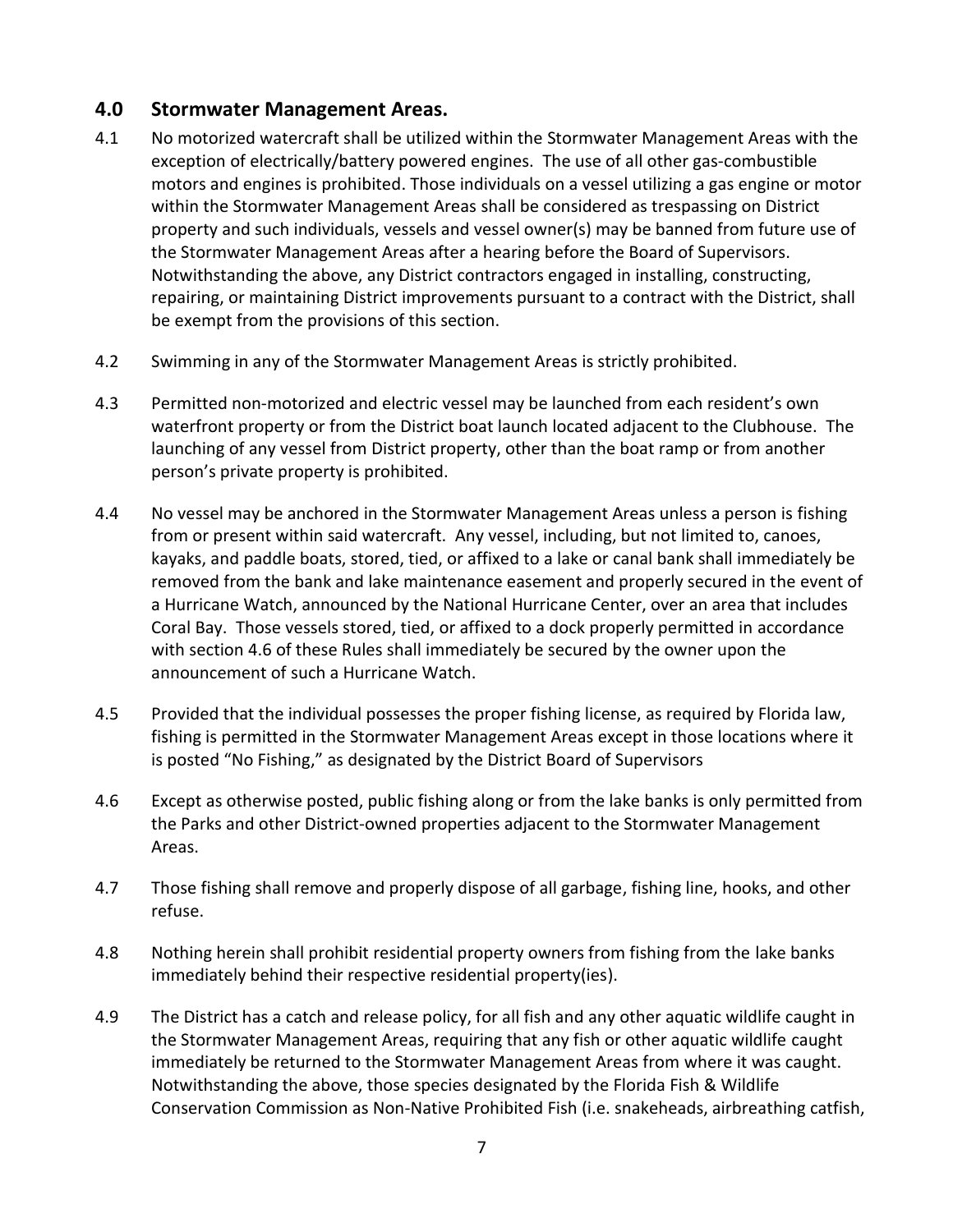## 4.0 Stormwater Management Areas.

4.1 No motorized watercraft shall be utilized within the Stormwater Management Areas with the exception of electrically/battery powered engines. The use of all other gas-combustible motors and engines is prohibited. Those individuals on a vessel utilizing a gas engine or motor within the Stormwater Management Areas shall be considered as trespassing on District property and such individuals, vessels and vessel owner(s) may be banned from future use of the Stormwater Management Areas after a hearing before the Board of Supervisors. Notwithstanding the above, any District contractors engaged in installing, constructing, repairing, or maintaining District improvements pursuant to a contract with the District, shall be exempt from the provisions of this section.

4.2 Swimming in any of the Stormwater Management Areas is strictly prohibited.

4.3 Permitted non-motorized and electric vessel may be launched from each resident's own waterfront property or from the District boat launch located adjacent to the Clubhouse. The launching of any vessel from District property, other than the boat ramp or from another person's private property is prohibited.

4.4 No vessel may be anchored in the Stormwater Management Areas unless a person is fishing from or present within said watercraft. Any vessel, including, but not limited to, canoes, kayaks, and paddle boats, stored, tied, or affixed to a lake or canal bank shall immediately be removed from the bank and lake maintenance easement and properly secured in the event of a Hurricane Watch, announced by the National Hurricane Center, over an area that includes Coral Bay. Those vessels stored, tied, or affixed to a dock properly permitted in accordance with section 4.6 of these Rules shall immediately be secured by the owner upon the announcement of such a Hurricane Watch.

4.5 Provided that the individual possesses the proper fishing license, as required by Florida law, fishing is permitted in the Stormwater Management Areas except in those locations where it is posted "No Fishing," as designated by the District Board of Supervisors

4.6 Except as otherwise posted, public fishing along or from the lake banks is only permitted from the Parks and other District-owned properties adjacent to the Stormwater Management Areas.

4.7 Those fishing shall remove and properly dispose of all garbage, fishing line, hooks, and other refuse.

4.8 Nothing herein shall prohibit residential property owners from fishing from the lake banks immediately behind their respective residential property(ies).

4.9 The District has a catch and release policy, for all fish and any other aquatic wildlife caught in the Stormwater Management Areas, requiring that any fish or other aquatic wildlife caught immediately be returned to the Stormwater Management Areas from where it was caught. Notwithstanding the above, those species designated by the Florida Fish & Wildlife Conservation Commission as Non-Native Prohibited Fish (i.e. snakeheads, airbreathing catfish,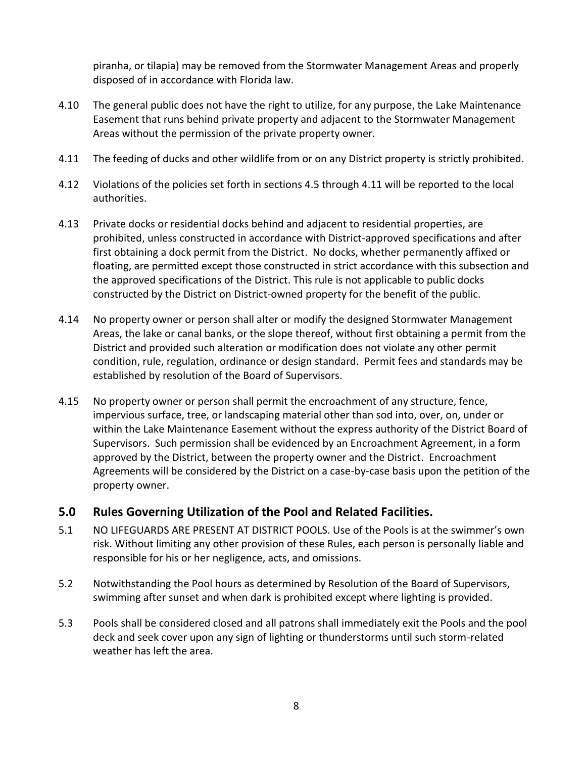piranha, or tilapia) may be removed from the Stormwater Management Areas and properly disposed of in accordance with Florida law.

4.10 The general public does not have the right to utilize, for any purpose, the Lake Maintenance Easement that runs behind private property and adjacent to the Stormwater Management Areas without the permission of the private property owner.

4.11 The feeding of ducks and other wildlife from or on any District property is strictly prohibited.

4.12 Violations of the policies set forth in sections 4.5 through 4.11 will be reported to the local authorities.

4.13 Private docks or residential docks behind and adjacent to residential properties, are prohibited, unless constructed in accordance with District-approved specifications and after first obtaining a dock permit from the District. No docks, whether permanently affixed or floating, are permitted except those constructed in strict accordance with this subsection and the approved specifications of the District. This rule is not applicable to public docks constructed by the District on District-owned property for the benefit of the public.

4.14 No property owner or person shall alter or modify the designed Stormwater Management Areas, the lake or canal banks, or the slope thereof, without first obtaining a permit from the District and provided such alteration or modification does not violate any other permit condition, rule, regulation, ordinance or design standard. Permit fees and standards may be established by resolution of the Board of Supervisors.

4.15 No property owner or person shall permit the encroachment of any structure, fence, impervious surface, tree, or landscaping material other than sod into, over, on, under or within the Lake Maintenance Easement without the express authority of the District Board of Supervisors. Such permission shall be evidenced by an Encroachment Agreement, in a form approved by the District, between the property owner and the District. Encroachment Agreements will be considered by the District on a case-by-case basis upon the petition of the property owner.

## 5.0 Rules Governing Utilization of the Pool and Related Facilities.

5.1 NO LIFEGUARDS ARE PRESENT AT DISTRICT POOLS. Use of the Pools is at the swimmer's own risk. Without limiting any other provision of these Rules, each person is personally liable and responsible for his or her negligence, acts, and omissions.

5.2 Notwithstanding the Pool hours as determined by Resolution of the Board of Supervisors, swimming after sunset and when dark is prohibited except where lighting is provided.

5.3 Pools shall be considered closed and all patrons shall immediately exit the Pools and the pool deck and seek cover upon any sign of lighting or thunderstorms until such storm-related weather has left the area.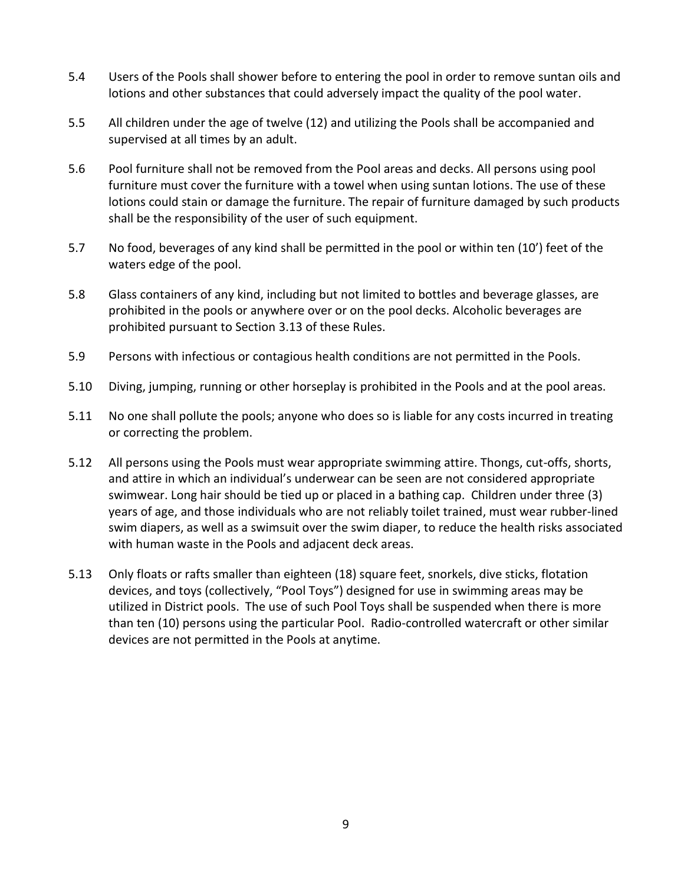5.4 Users of the Pools shall shower before to entering the pool in order to remove suntan oils and lotions and other substances that could adversely impact the quality of the pool water.

5.5 All children under the age of twelve (12) and utilizing the Pools shall be accompanied and supervised at all times by an adult.

5.6 Pool furniture shall not be removed from the Pool areas and decks. All persons using pool furniture must cover the furniture with a towel when using suntan lotions. The use of these lotions could stain or damage the furniture. The repair of furniture damaged by such products shall be the responsibility of the user of such equipment.

5.7 No food, beverages of any kind shall be permitted in the pool or within ten (10') feet of the waters edge of the pool.

5.8 Glass containers of any kind, including but not limited to bottles and beverage glasses, are prohibited in the pools or anywhere over or on the pool decks. Alcoholic beverages are prohibited pursuant to Section 3.13 of these Rules.

5.9 Persons with infectious or contagious health conditions are not permitted in the Pools.

5.10 Diving, jumping, running or other horseplay is prohibited in the Pools and at the pool areas.

5.11 No one shall pollute the pools; anyone who does so is liable for any costs incurred in treating or correcting the problem.

5.12 All persons using the Pools must wear appropriate swimming attire. Thongs, cut-offs, shorts, and attire in which an individual's underwear can be seen are not considered appropriate swimwear. Long hair should be tied up or placed in a bathing cap. Children under three (3) years of age, and those individuals who are not reliably toilet trained, must wear rubber-lined swim diapers, as well as a swimsuit over the swim diaper, to reduce the health risks associated with human waste in the Pools and adjacent deck areas.

5.13 Only floats or rafts smaller than eighteen (18) square feet, snorkels, dive sticks, flotation devices, and toys (collectively, "Pool Toys") designed for use in swimming areas may be utilized in District pools. The use of such Pool Toys shall be suspended when there is more than ten (10) persons using the particular Pool. Radio-controlled watercraft or other similar devices are not permitted in the Pools at anytime.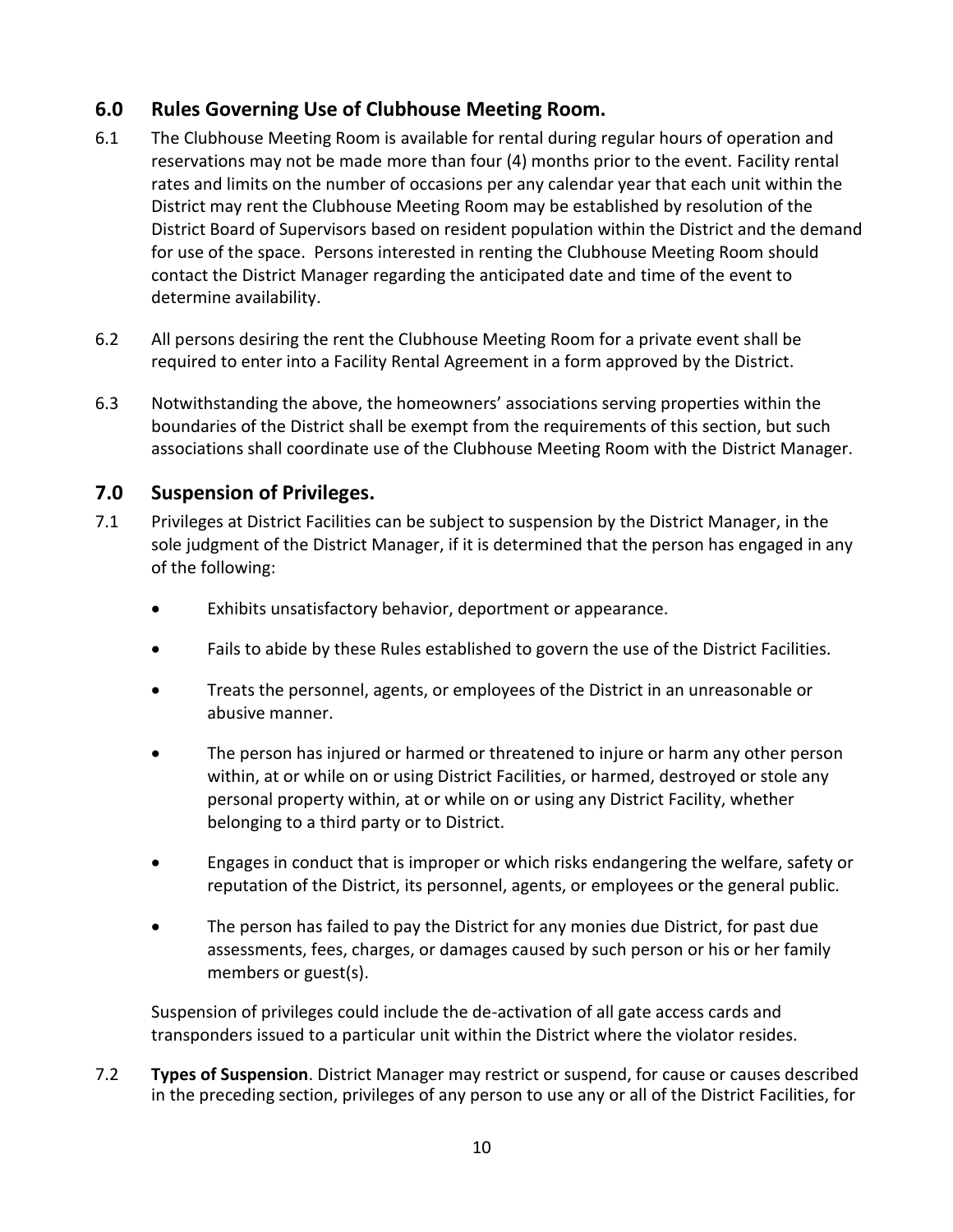## 6.0 Rules Governing Use of Clubhouse Meeting Room.

6.1 The Clubhouse Meeting Room is available for rental during regular hours of operation and reservations may not be made more than four (4) months prior to the event. Facility rental rates and limits on the number of occasions per any calendar year that each unit within the District may rent the Clubhouse Meeting Room may be established by resolution of the District Board of Supervisors based on resident population within the District and the demand for use of the space. Persons interested in renting the Clubhouse Meeting Room should contact the District Manager regarding the anticipated date and time of the event to determine availability.

6.2 All persons desiring the rent the Clubhouse Meeting Room for a private event shall be required to enter into a Facility Rental Agreement in a form approved by the District.

6.3 Notwithstanding the above, the homeowners' associations serving properties within the boundaries of the District shall be exempt from the requirements of this section, but such associations shall coordinate use of the Clubhouse Meeting Room with the District Manager.

## 7.0 Suspension of Privileges.

7.1 Privileges at District Facilities can be subject to suspension by the District Manager, in the sole judgment of the District Manager, if it is determined that the person has engaged in any of the following:

- Exhibits unsatisfactory behavior, deportment or appearance.
- Fails to abide by these Rules established to govern the use of the District Facilities.
- Treats the personnel, agents, or employees of the District in an unreasonable or abusive manner.
- The person has injured or harmed or threatened to injure or harm any other person within, at or while on or using District Facilities, or harmed, destroyed or stole any personal property within, at or while on or using any District Facility, whether belonging to a third party or to District.
- Engages in conduct that is improper or which risks endangering the welfare, safety or reputation of the District, its personnel, agents, or employees or the general public.
- The person has failed to pay the District for any monies due District, for past due assessments, fees, charges, or damages caused by such person or his or her family members or guest(s).

Suspension of privileges could include the de-activation of all gate access cards and transponders issued to a particular unit within the District where the violator resides.

7.2 **Types of Suspension**. District Manager may restrict or suspend, for cause or causes described in the preceding section, privileges of any person to use any or all of the District Facilities, for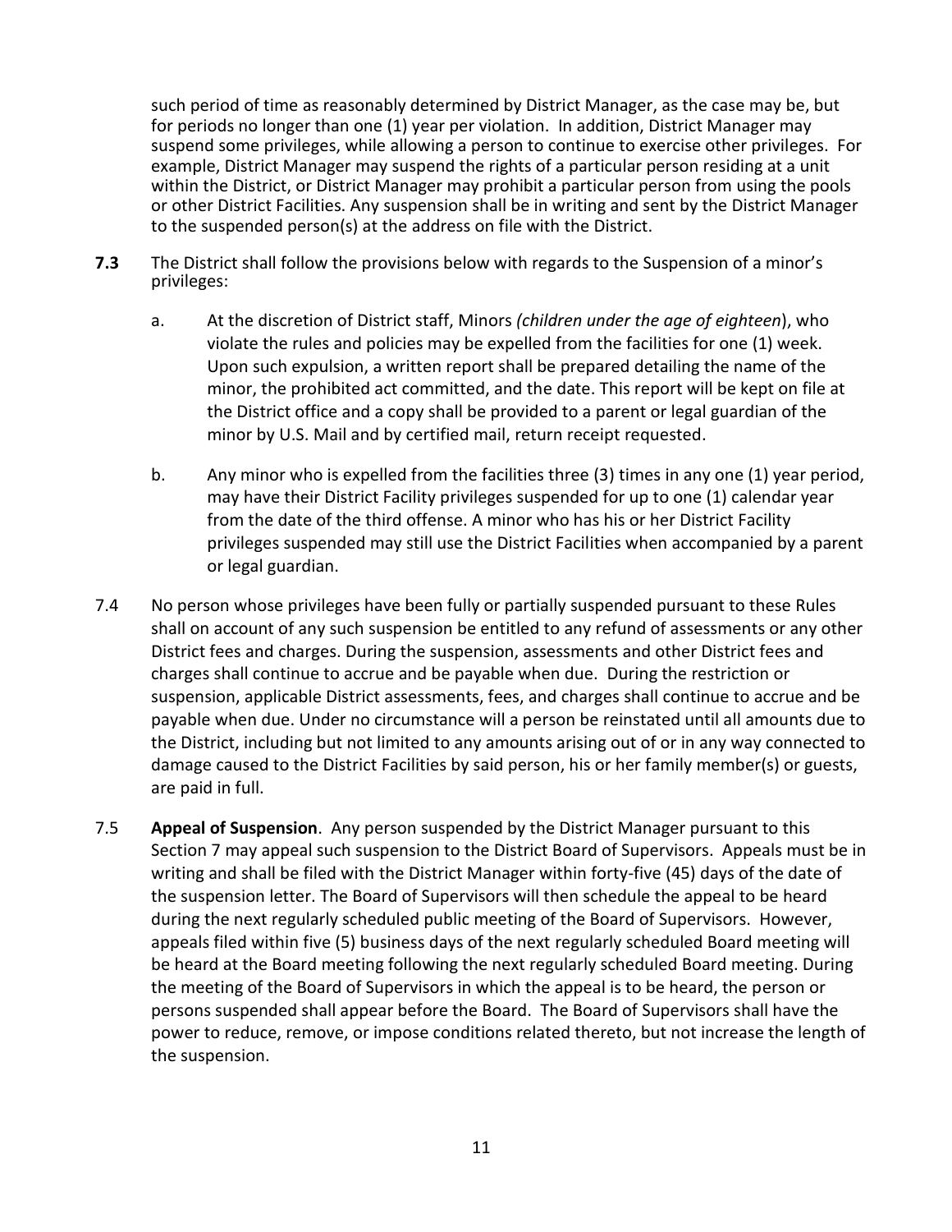such period of time as reasonably determined by District Manager, as the case may be, but for periods no longer than one (1) year per violation. In addition, District Manager may suspend some privileges, while allowing a person to continue to exercise other privileges. For example, District Manager may suspend the rights of a particular person residing at a unit within the District, or District Manager may prohibit a particular person from using the pools or other District Facilities. Any suspension shall be in writing and sent by the District Manager to the suspended person(s) at the address on file with the District.

**7.3** The District shall follow the provisions below with regards to the Suspension of a minor's privileges:

a. At the discretion of District staff, Minors *(children under the age of eighteen*), who violate the rules and policies may be expelled from the facilities for one (1) week. Upon such expulsion, a written report shall be prepared detailing the name of the minor, the prohibited act committed, and the date. This report will be kept on file at the District office and a copy shall be provided to a parent or legal guardian of the minor by U.S. Mail and by certified mail, return receipt requested.

b. Any minor who is expelled from the facilities three (3) times in any one (1) year period, may have their District Facility privileges suspended for up to one (1) calendar year from the date of the third offense. A minor who has his or her District Facility privileges suspended may still use the District Facilities when accompanied by a parent or legal guardian.

7.4 No person whose privileges have been fully or partially suspended pursuant to these Rules shall on account of any such suspension be entitled to any refund of assessments or any other District fees and charges. During the suspension, assessments and other District fees and charges shall continue to accrue and be payable when due. During the restriction or suspension, applicable District assessments, fees, and charges shall continue to accrue and be payable when due. Under no circumstance will a person be reinstated until all amounts due to the District, including but not limited to any amounts arising out of or in any way connected to damage caused to the District Facilities by said person, his or her family member(s) or guests, are paid in full.

7.5 **Appeal of Suspension**. Any person suspended by the District Manager pursuant to this Section 7 may appeal such suspension to the District Board of Supervisors. Appeals must be in writing and shall be filed with the District Manager within forty-five (45) days of the date of the suspension letter. The Board of Supervisors will then schedule the appeal to be heard during the next regularly scheduled public meeting of the Board of Supervisors. However, appeals filed within five (5) business days of the next regularly scheduled Board meeting will be heard at the Board meeting following the next regularly scheduled Board meeting. During the meeting of the Board of Supervisors in which the appeal is to be heard, the person or persons suspended shall appear before the Board. The Board of Supervisors shall have the power to reduce, remove, or impose conditions related thereto, but not increase the length of the suspension.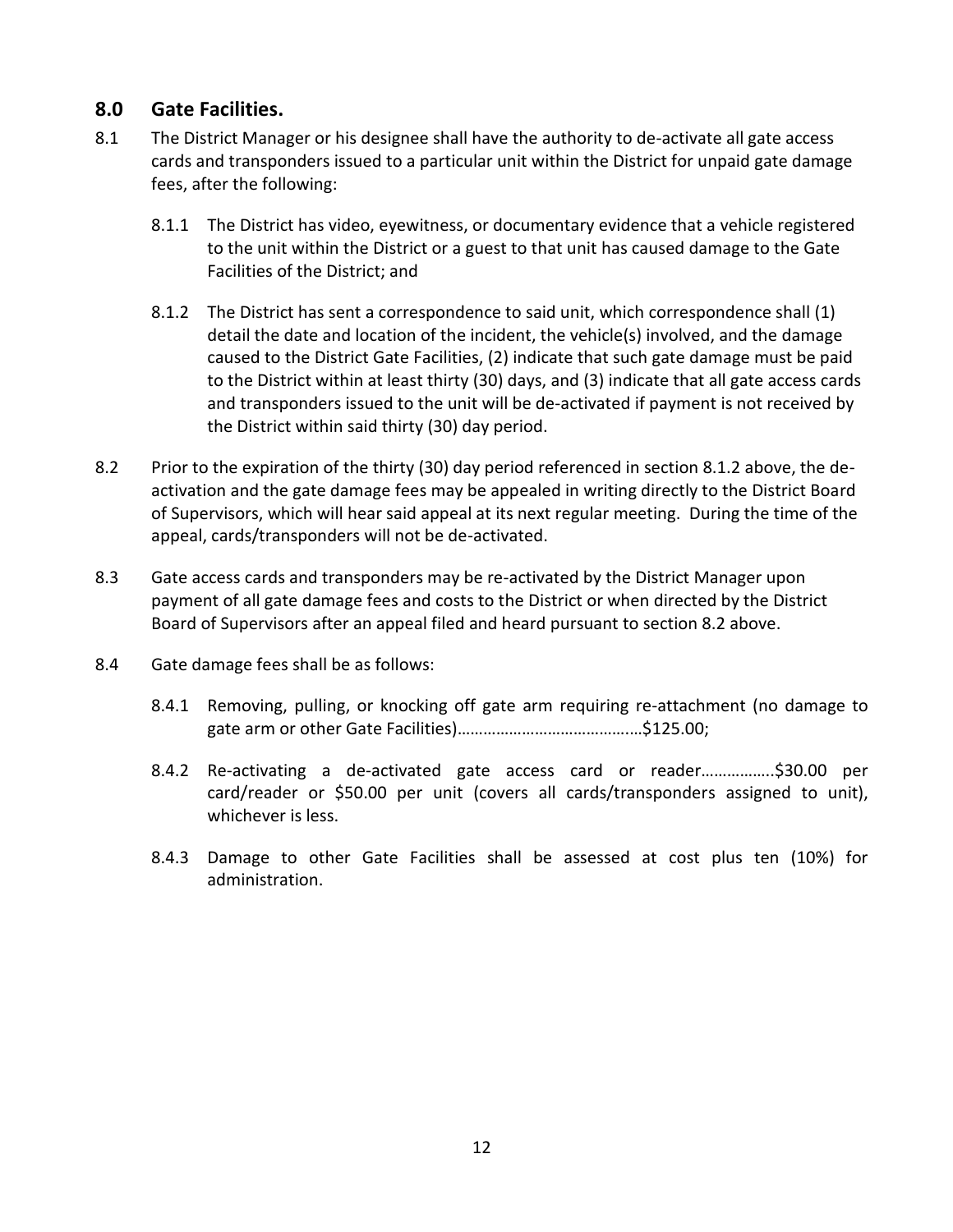## 8.0 Gate Facilities.

8.1 The District Manager or his designee shall have the authority to de-activate all gate access cards and transponders issued to a particular unit within the District for unpaid gate damage fees, after the following:

8.1.1 The District has video, eyewitness, or documentary evidence that a vehicle registered to the unit within the District or a guest to that unit has caused damage to the Gate Facilities of the District; and

8.1.2 The District has sent a correspondence to said unit, which correspondence shall (1) detail the date and location of the incident, the vehicle(s) involved, and the damage caused to the District Gate Facilities, (2) indicate that such gate damage must be paid to the District within at least thirty (30) days, and (3) indicate that all gate access cards and transponders issued to the unit will be de-activated if payment is not received by the District within said thirty (30) day period.

8.2 Prior to the expiration of the thirty (30) day period referenced in section 8.1.2 above, the de-activation and the gate damage fees may be appealed in writing directly to the District Board of Supervisors, which will hear said appeal at its next regular meeting. During the time of the appeal, cards/transponders will not be de-activated.

8.3 Gate access cards and transponders may be re-activated by the District Manager upon payment of all gate damage fees and costs to the District or when directed by the District Board of Supervisors after an appeal filed and heard pursuant to section 8.2 above.

8.4 Gate damage fees shall be as follows:

8.4.1 Removing, pulling, or knocking off gate arm requiring re-attachment (no damage to gate arm or other Gate Facilities)…………………………………..…$125.00;

8.4.2 Re-activating a de-activated gate access card or reader……………..$30.00 per card/reader or $50.00 per unit (covers all cards/transponders assigned to unit), whichever is less.

8.4.3 Damage to other Gate Facilities shall be assessed at cost plus ten (10%) for administration.